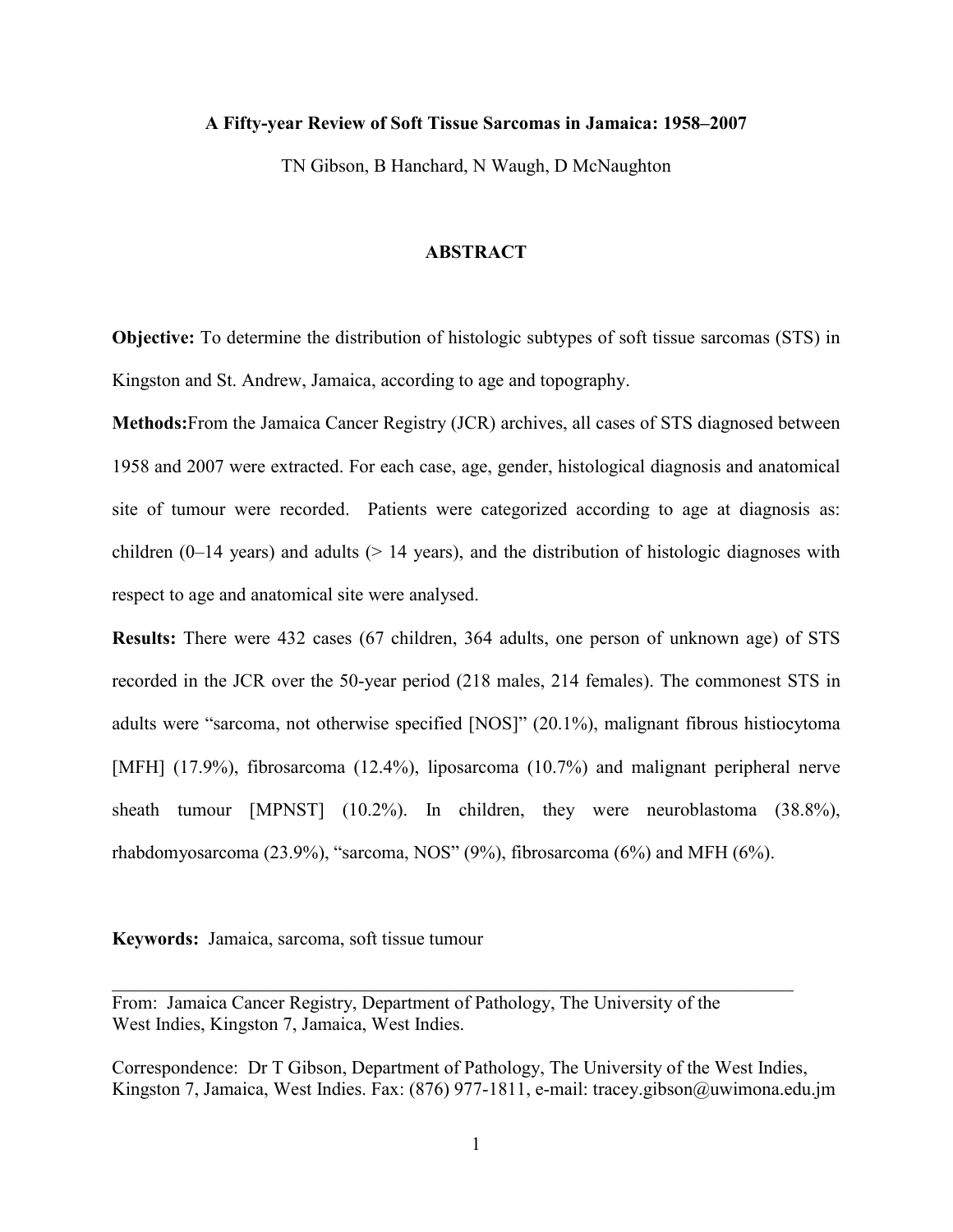# A Fifty-year Review of Soft Tissue Sarcomas in Jamaica: 1958–2007

TN Gibson, B Hanchard, N Waugh, D McNaughton

## ABSTRACT

**Objective:** To determine the distribution of histologic subtypes of soft tissue sarcomas (STS) in Kingston and St. Andrew, Jamaica, according to age and topography.

**Methods:**From the Jamaica Cancer Registry (JCR) archives, all cases of STS diagnosed between 1958 and 2007 were extracted. For each case, age, gender, histological diagnosis and anatomical site of tumour were recorded. Patients were categorized according to age at diagnosis as: children (0–14 years) and adults (> 14 years), and the distribution of histologic diagnoses with respect to age and anatomical site were analysed.

**Results:** There were 432 cases (67 children, 364 adults, one person of unknown age) of STS recorded in the JCR over the 50-year period (218 males, 214 females). The commonest STS in adults were "sarcoma, not otherwise specified [NOS]" (20.1%), malignant fibrous histiocytoma [MFH] (17.9%), fibrosarcoma (12.4%), liposarcoma (10.7%) and malignant peripheral nerve sheath tumour [MPNST] (10.2%). In children, they were neuroblastoma (38.8%), rhabdomyosarcoma (23.9%), "sarcoma, NOS" (9%), fibrosarcoma (6%) and MFH (6%).

**Keywords:** Jamaica, sarcoma, soft tissue tumour

---

From: Jamaica Cancer Registry, Department of Pathology, The University of the West Indies, Kingston 7, Jamaica, West Indies.

Correspondence: Dr T Gibson, Department of Pathology, The University of the West Indies, Kingston 7, Jamaica, West Indies. Fax: (876) 977-1811, e-mail: tracey.gibson@uwimona.edu.jm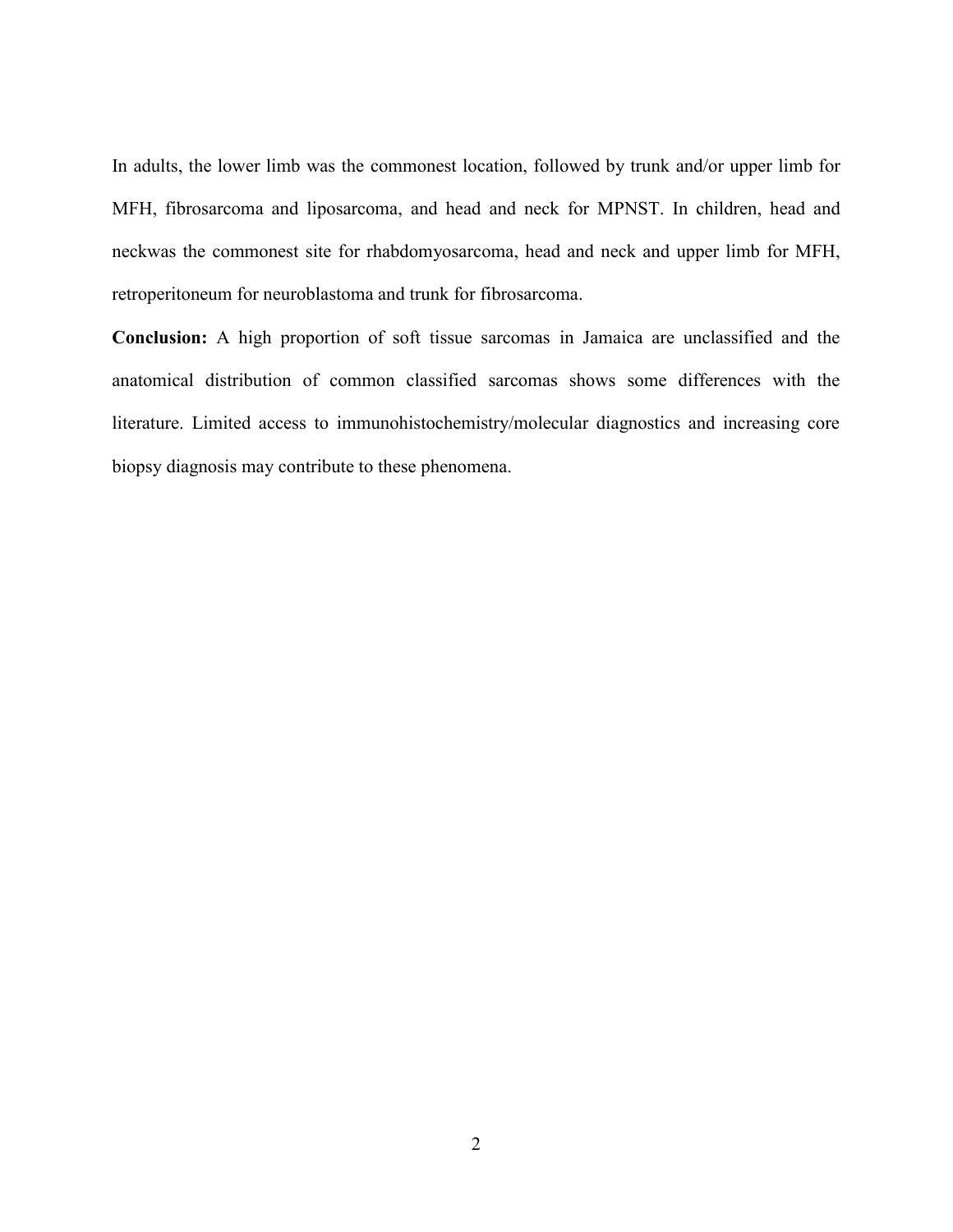In adults, the lower limb was the commonest location, followed by trunk and/or upper limb for MFH, fibrosarcoma and liposarcoma, and head and neck for MPNST. In children, head and neckwas the commonest site for rhabdomyosarcoma, head and neck and upper limb for MFH, retroperitoneum for neuroblastoma and trunk for fibrosarcoma.

**Conclusion:** A high proportion of soft tissue sarcomas in Jamaica are unclassified and the anatomical distribution of common classified sarcomas shows some differences with the literature. Limited access to immunohistochemistry/molecular diagnostics and increasing core biopsy diagnosis may contribute to these phenomena.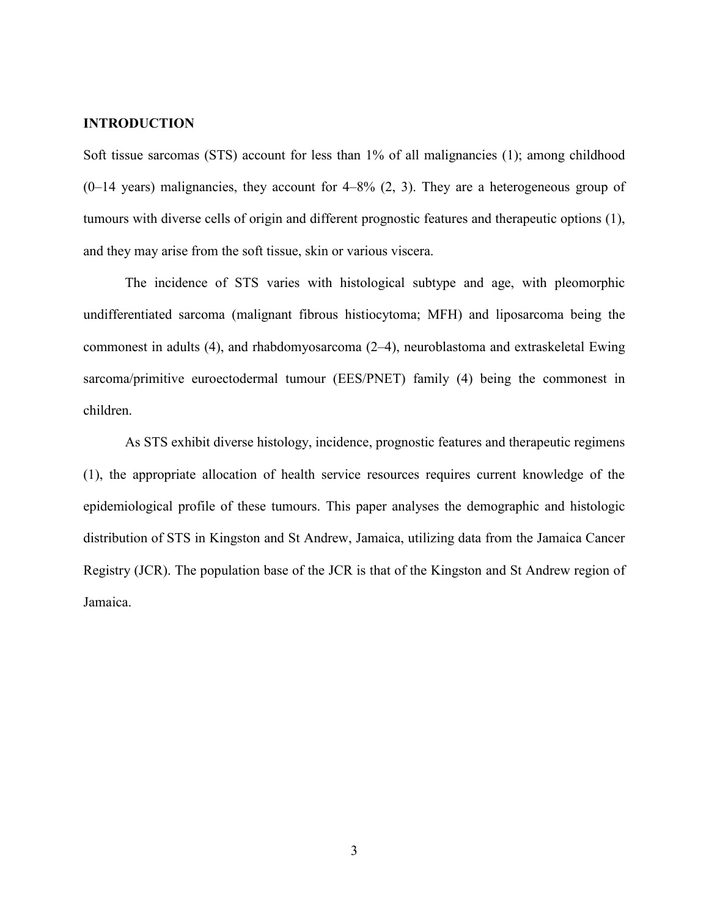## INTRODUCTION

Soft tissue sarcomas (STS) account for less than 1% of all malignancies (1); among childhood (0–14 years) malignancies, they account for 4–8% (2, 3). They are a heterogeneous group of tumours with diverse cells of origin and different prognostic features and therapeutic options (1), and they may arise from the soft tissue, skin or various viscera.

The incidence of STS varies with histological subtype and age, with pleomorphic undifferentiated sarcoma (malignant fibrous histiocytoma; MFH) and liposarcoma being the commonest in adults (4), and rhabdomyosarcoma (2–4), neuroblastoma and extraskeletal Ewing sarcoma/primitive euroectodermal tumour (EES/PNET) family (4) being the commonest in children.

As STS exhibit diverse histology, incidence, prognostic features and therapeutic regimens (1), the appropriate allocation of health service resources requires current knowledge of the epidemiological profile of these tumours. This paper analyses the demographic and histologic distribution of STS in Kingston and St Andrew, Jamaica, utilizing data from the Jamaica Cancer Registry (JCR). The population base of the JCR is that of the Kingston and St Andrew region of Jamaica.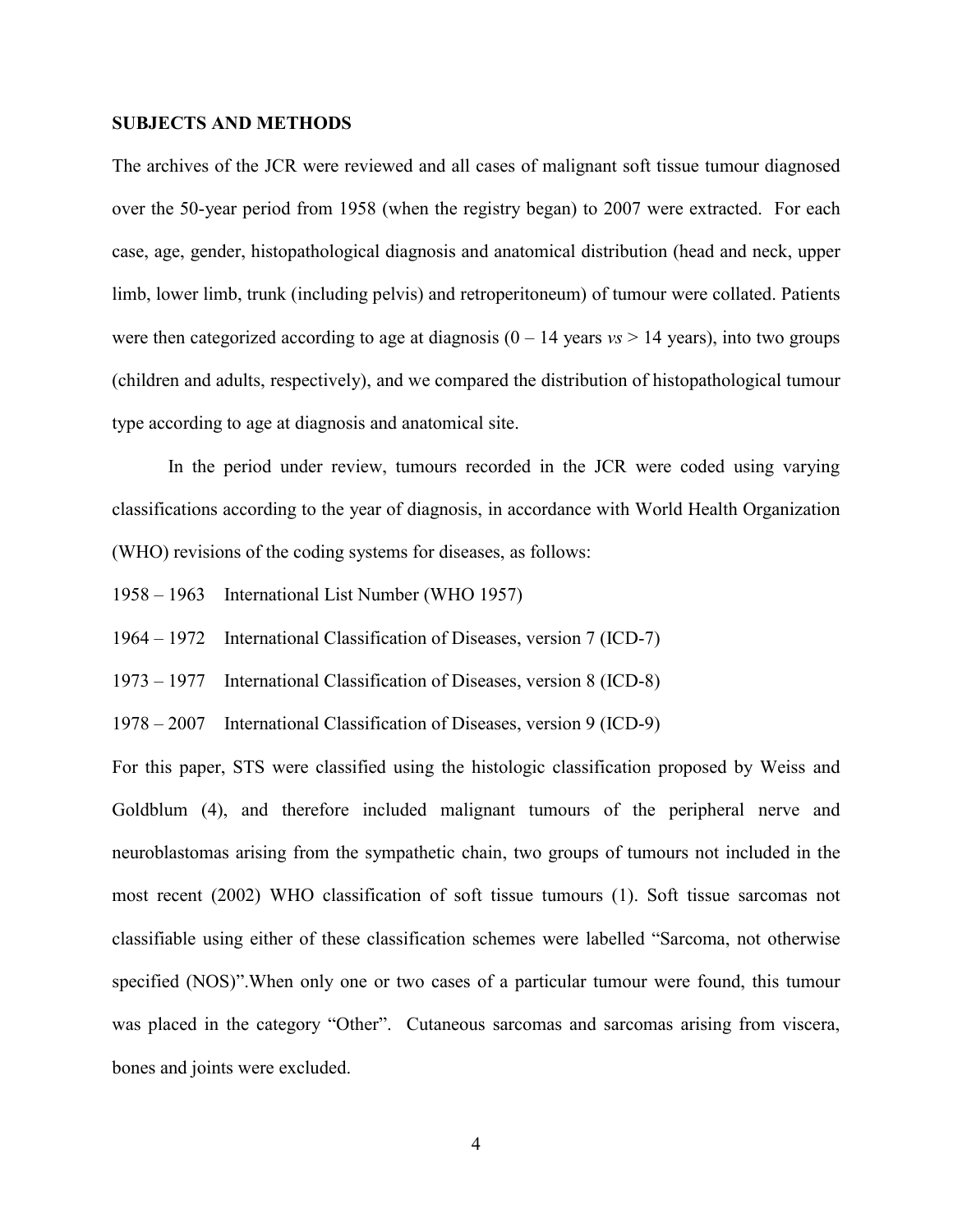## SUBJECTS AND METHODS

The archives of the JCR were reviewed and all cases of malignant soft tissue tumour diagnosed over the 50-year period from 1958 (when the registry began) to 2007 were extracted. For each case, age, gender, histopathological diagnosis and anatomical distribution (head and neck, upper limb, lower limb, trunk (including pelvis) and retroperitoneum) of tumour were collated. Patients were then categorized according to age at diagnosis (0 – 14 years *vs* > 14 years), into two groups (children and adults, respectively), and we compared the distribution of histopathological tumour type according to age at diagnosis and anatomical site.

In the period under review, tumours recorded in the JCR were coded using varying classifications according to the year of diagnosis, in accordance with World Health Organization (WHO) revisions of the coding systems for diseases, as follows:

1958 – 1963 International List Number (WHO 1957)

1964 – 1972 International Classification of Diseases, version 7 (ICD-7)

1973 – 1977 International Classification of Diseases, version 8 (ICD-8)

1978 – 2007 International Classification of Diseases, version 9 (ICD-9)

For this paper, STS were classified using the histologic classification proposed by Weiss and Goldblum (4), and therefore included malignant tumours of the peripheral nerve and neuroblastomas arising from the sympathetic chain, two groups of tumours not included in the most recent (2002) WHO classification of soft tissue tumours (1). Soft tissue sarcomas not classifiable using either of these classification schemes were labelled "Sarcoma, not otherwise specified (NOS)".When only one or two cases of a particular tumour were found, this tumour was placed in the category "Other". Cutaneous sarcomas and sarcomas arising from viscera, bones and joints were excluded.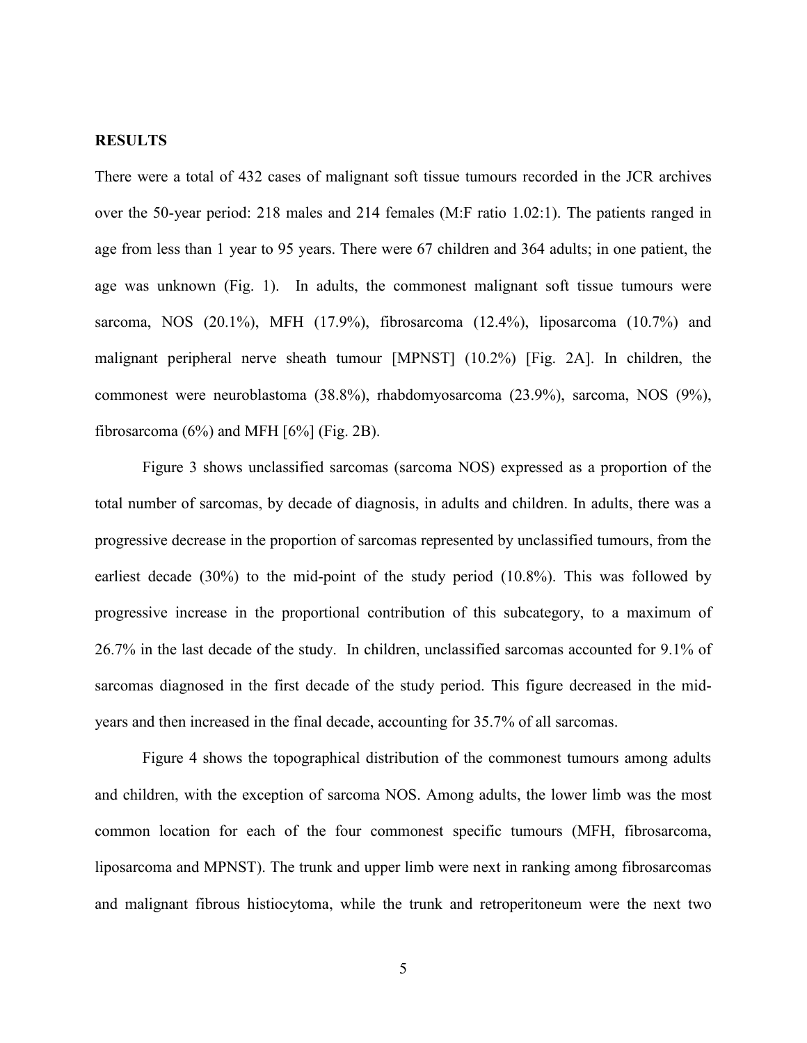## RESULTS

There were a total of 432 cases of malignant soft tissue tumours recorded in the JCR archives over the 50-year period: 218 males and 214 females (M:F ratio 1.02:1). The patients ranged in age from less than 1 year to 95 years. There were 67 children and 364 adults; in one patient, the age was unknown (Fig. 1). In adults, the commonest malignant soft tissue tumours were sarcoma, NOS (20.1%), MFH (17.9%), fibrosarcoma (12.4%), liposarcoma (10.7%) and malignant peripheral nerve sheath tumour [MPNST] (10.2%) [Fig. 2A]. In children, the commonest were neuroblastoma (38.8%), rhabdomyosarcoma (23.9%), sarcoma, NOS (9%), fibrosarcoma (6%) and MFH [6%] (Fig. 2B).

Figure 3 shows unclassified sarcomas (sarcoma NOS) expressed as a proportion of the total number of sarcomas, by decade of diagnosis, in adults and children. In adults, there was a progressive decrease in the proportion of sarcomas represented by unclassified tumours, from the earliest decade (30%) to the mid-point of the study period (10.8%). This was followed by progressive increase in the proportional contribution of this subcategory, to a maximum of 26.7% in the last decade of the study. In children, unclassified sarcomas accounted for 9.1% of sarcomas diagnosed in the first decade of the study period. This figure decreased in the mid-years and then increased in the final decade, accounting for 35.7% of all sarcomas.

Figure 4 shows the topographical distribution of the commonest tumours among adults and children, with the exception of sarcoma NOS. Among adults, the lower limb was the most common location for each of the four commonest specific tumours (MFH, fibrosarcoma, liposarcoma and MPNST). The trunk and upper limb were next in ranking among fibrosarcomas and malignant fibrous histiocytoma, while the trunk and retroperitoneum were the next two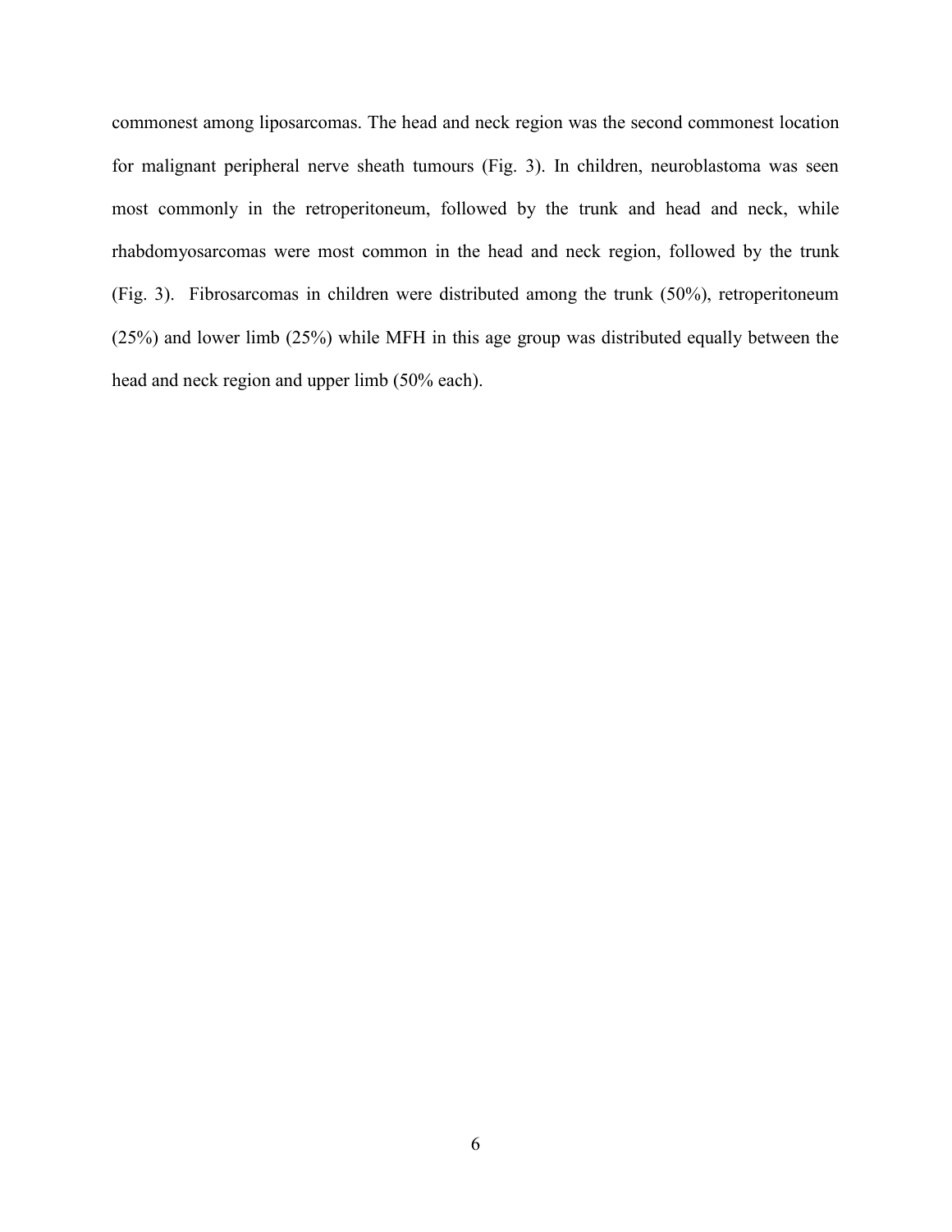commonest among liposarcomas. The head and neck region was the second commonest location for malignant peripheral nerve sheath tumours (Fig. 3). In children, neuroblastoma was seen most commonly in the retroperitoneum, followed by the trunk and head and neck, while rhabdomyosarcomas were most common in the head and neck region, followed by the trunk (Fig. 3). Fibrosarcomas in children were distributed among the trunk (50%), retroperitoneum (25%) and lower limb (25%) while MFH in this age group was distributed equally between the head and neck region and upper limb (50% each).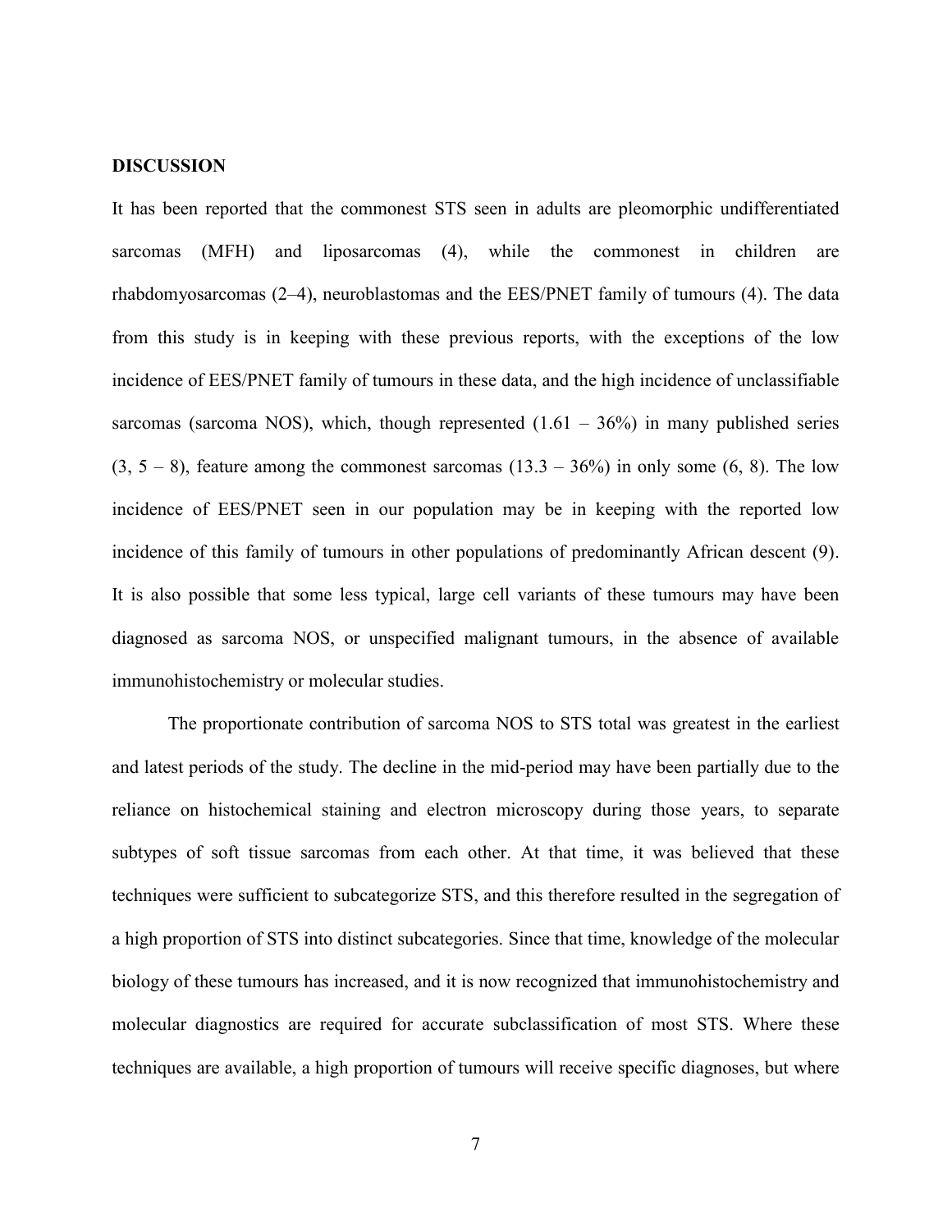## DISCUSSION

It has been reported that the commonest STS seen in adults are pleomorphic undifferentiated sarcomas (MFH) and liposarcomas (4), while the commonest in children are rhabdomyosarcomas (2–4), neuroblastomas and the EES/PNET family of tumours (4). The data from this study is in keeping with these previous reports, with the exceptions of the low incidence of EES/PNET family of tumours in these data, and the high incidence of unclassifiable sarcomas (sarcoma NOS), which, though represented (1.61 – 36%) in many published series (3, 5 – 8), feature among the commonest sarcomas (13.3 – 36%) in only some (6, 8). The low incidence of EES/PNET seen in our population may be in keeping with the reported low incidence of this family of tumours in other populations of predominantly African descent (9). It is also possible that some less typical, large cell variants of these tumours may have been diagnosed as sarcoma NOS, or unspecified malignant tumours, in the absence of available immunohistochemistry or molecular studies.

The proportionate contribution of sarcoma NOS to STS total was greatest in the earliest and latest periods of the study. The decline in the mid-period may have been partially due to the reliance on histochemical staining and electron microscopy during those years, to separate subtypes of soft tissue sarcomas from each other. At that time, it was believed that these techniques were sufficient to subcategorize STS, and this therefore resulted in the segregation of a high proportion of STS into distinct subcategories. Since that time, knowledge of the molecular biology of these tumours has increased, and it is now recognized that immunohistochemistry and molecular diagnostics are required for accurate subclassification of most STS. Where these techniques are available, a high proportion of tumours will receive specific diagnoses, but where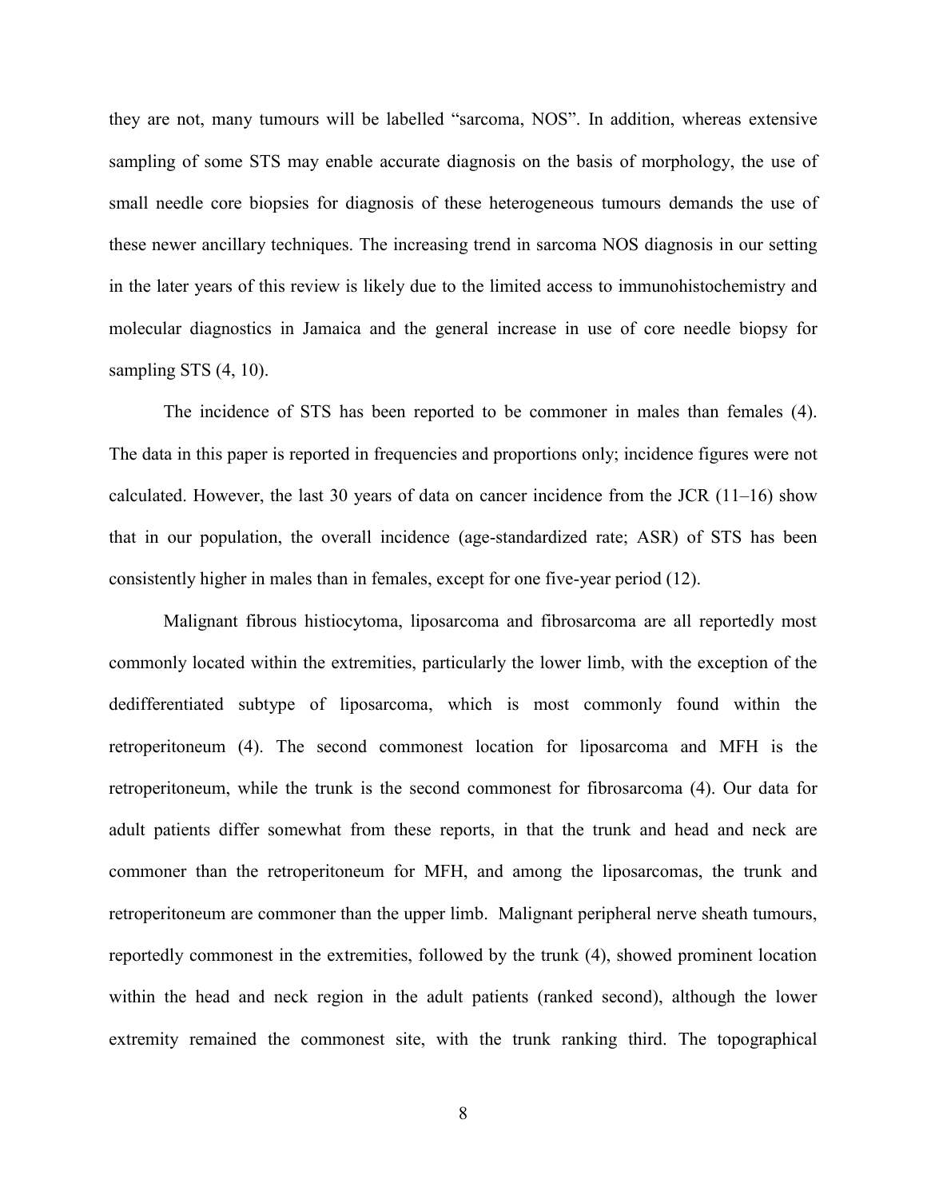they are not, many tumours will be labelled "sarcoma, NOS". In addition, whereas extensive sampling of some STS may enable accurate diagnosis on the basis of morphology, the use of small needle core biopsies for diagnosis of these heterogeneous tumours demands the use of these newer ancillary techniques. The increasing trend in sarcoma NOS diagnosis in our setting in the later years of this review is likely due to the limited access to immunohistochemistry and molecular diagnostics in Jamaica and the general increase in use of core needle biopsy for sampling STS (4, 10).

The incidence of STS has been reported to be commoner in males than females (4). The data in this paper is reported in frequencies and proportions only; incidence figures were not calculated. However, the last 30 years of data on cancer incidence from the JCR (11–16) show that in our population, the overall incidence (age-standardized rate; ASR) of STS has been consistently higher in males than in females, except for one five-year period (12).

Malignant fibrous histiocytoma, liposarcoma and fibrosarcoma are all reportedly most commonly located within the extremities, particularly the lower limb, with the exception of the dedifferentiated subtype of liposarcoma, which is most commonly found within the retroperitoneum (4). The second commonest location for liposarcoma and MFH is the retroperitoneum, while the trunk is the second commonest for fibrosarcoma (4). Our data for adult patients differ somewhat from these reports, in that the trunk and head and neck are commoner than the retroperitoneum for MFH, and among the liposarcomas, the trunk and retroperitoneum are commoner than the upper limb. Malignant peripheral nerve sheath tumours, reportedly commonest in the extremities, followed by the trunk (4), showed prominent location within the head and neck region in the adult patients (ranked second), although the lower extremity remained the commonest site, with the trunk ranking third. The topographical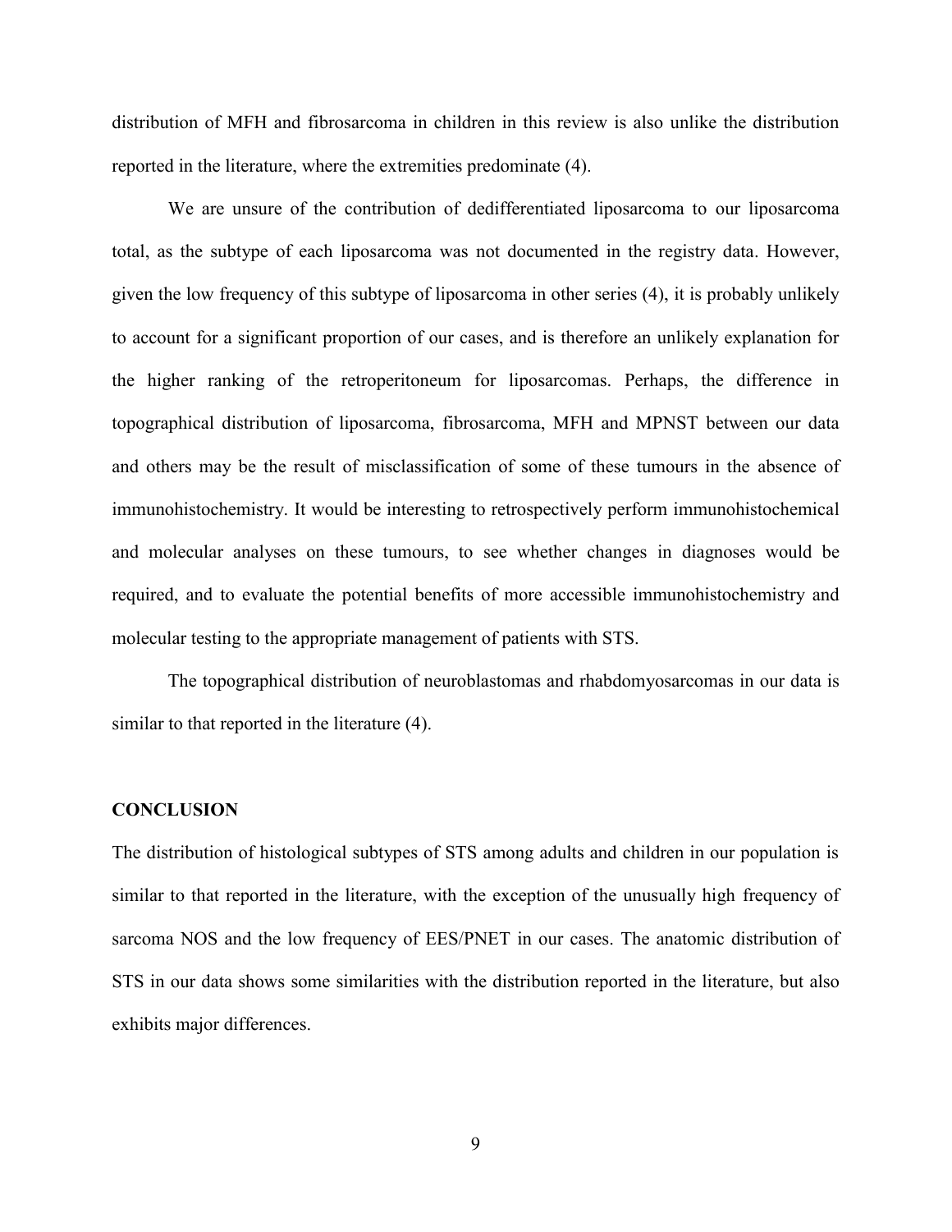distribution of MFH and fibrosarcoma in children in this review is also unlike the distribution reported in the literature, where the extremities predominate (4).

We are unsure of the contribution of dedifferentiated liposarcoma to our liposarcoma total, as the subtype of each liposarcoma was not documented in the registry data. However, given the low frequency of this subtype of liposarcoma in other series (4), it is probably unlikely to account for a significant proportion of our cases, and is therefore an unlikely explanation for the higher ranking of the retroperitoneum for liposarcomas. Perhaps, the difference in topographical distribution of liposarcoma, fibrosarcoma, MFH and MPNST between our data and others may be the result of misclassification of some of these tumours in the absence of immunohistochemistry. It would be interesting to retrospectively perform immunohistochemical and molecular analyses on these tumours, to see whether changes in diagnoses would be required, and to evaluate the potential benefits of more accessible immunohistochemistry and molecular testing to the appropriate management of patients with STS.

The topographical distribution of neuroblastomas and rhabdomyosarcomas in our data is similar to that reported in the literature (4).

## CONCLUSION

The distribution of histological subtypes of STS among adults and children in our population is similar to that reported in the literature, with the exception of the unusually high frequency of sarcoma NOS and the low frequency of EES/PNET in our cases. The anatomic distribution of STS in our data shows some similarities with the distribution reported in the literature, but also exhibits major differences.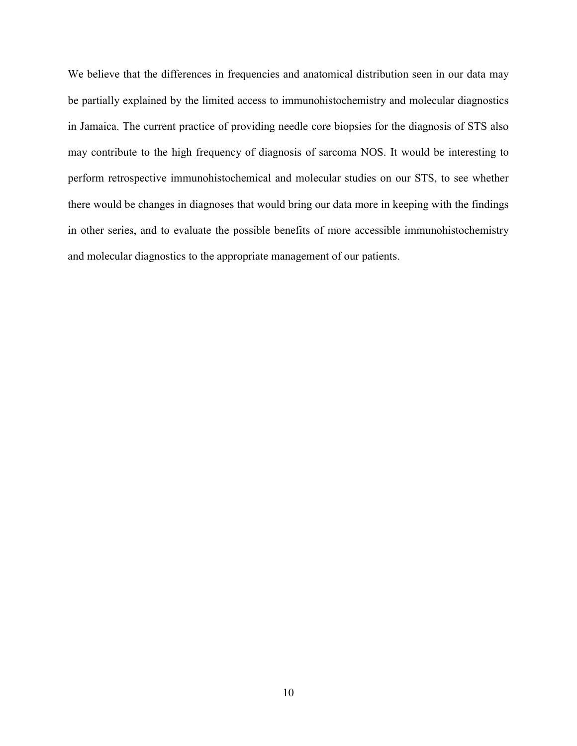We believe that the differences in frequencies and anatomical distribution seen in our data may be partially explained by the limited access to immunohistochemistry and molecular diagnostics in Jamaica. The current practice of providing needle core biopsies for the diagnosis of STS also may contribute to the high frequency of diagnosis of sarcoma NOS. It would be interesting to perform retrospective immunohistochemical and molecular studies on our STS, to see whether there would be changes in diagnoses that would bring our data more in keeping with the findings in other series, and to evaluate the possible benefits of more accessible immunohistochemistry and molecular diagnostics to the appropriate management of our patients.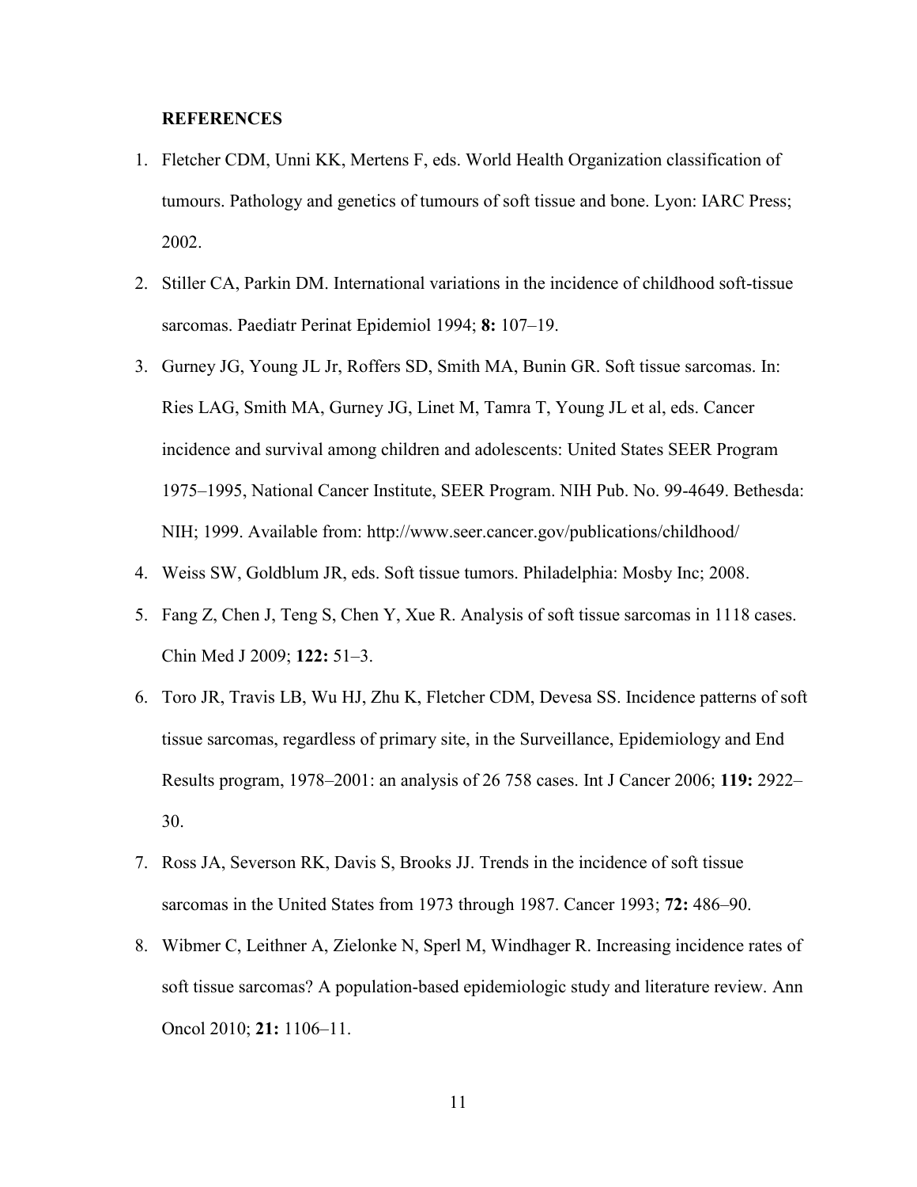## REFERENCES

1. Fletcher CDM, Unni KK, Mertens F, eds. World Health Organization classification of tumours. Pathology and genetics of tumours of soft tissue and bone. Lyon: IARC Press; 2002.
2. Stiller CA, Parkin DM. International variations in the incidence of childhood soft-tissue sarcomas. Paediatr Perinat Epidemiol 1994; **8:** 107–19.
3. Gurney JG, Young JL Jr, Roffers SD, Smith MA, Bunin GR. Soft tissue sarcomas. In: Ries LAG, Smith MA, Gurney JG, Linet M, Tamra T, Young JL et al, eds. Cancer incidence and survival among children and adolescents: United States SEER Program 1975–1995, National Cancer Institute, SEER Program. NIH Pub. No. 99-4649. Bethesda: NIH; 1999. Available from: http://www.seer.cancer.gov/publications/childhood/
4. Weiss SW, Goldblum JR, eds. Soft tissue tumors. Philadelphia: Mosby Inc; 2008.
5. Fang Z, Chen J, Teng S, Chen Y, Xue R. Analysis of soft tissue sarcomas in 1118 cases. Chin Med J 2009; **122:** 51–3.
6. Toro JR, Travis LB, Wu HJ, Zhu K, Fletcher CDM, Devesa SS. Incidence patterns of soft tissue sarcomas, regardless of primary site, in the Surveillance, Epidemiology and End Results program, 1978–2001: an analysis of 26 758 cases. Int J Cancer 2006; **119:** 2922–30.
7. Ross JA, Severson RK, Davis S, Brooks JJ. Trends in the incidence of soft tissue sarcomas in the United States from 1973 through 1987. Cancer 1993; **72:** 486–90.
8. Wibmer C, Leithner A, Zielonke N, Sperl M, Windhager R. Increasing incidence rates of soft tissue sarcomas? A population-based epidemiologic study and literature review. Ann Oncol 2010; **21:** 1106–11.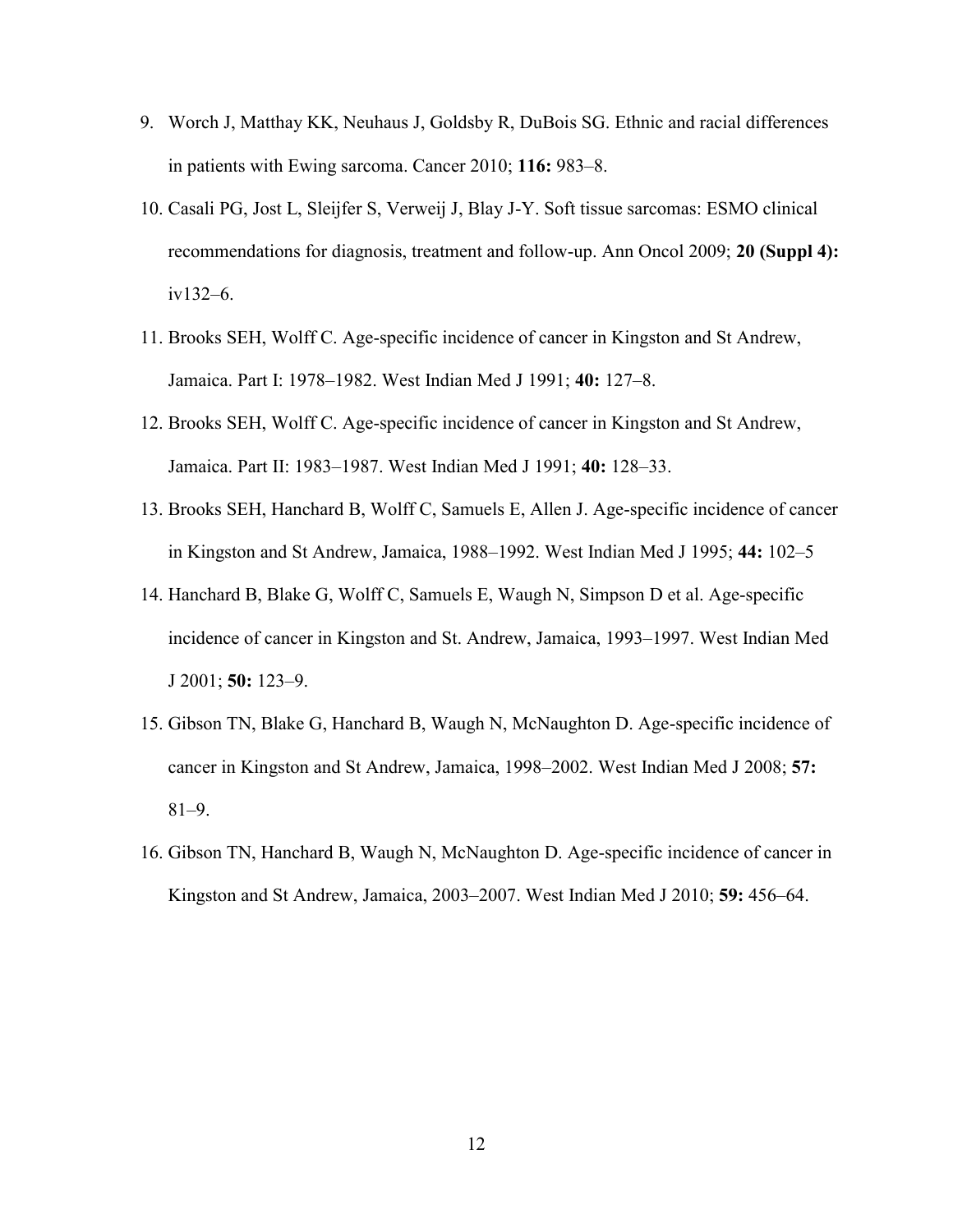9. Worch J, Matthay KK, Neuhaus J, Goldsby R, DuBois SG. Ethnic and racial differences in patients with Ewing sarcoma. Cancer 2010; **116:** 983–8.
10. Casali PG, Jost L, Sleijfer S, Verweij J, Blay J-Y. Soft tissue sarcomas: ESMO clinical recommendations for diagnosis, treatment and follow-up. Ann Oncol 2009; **20 (Suppl 4):** iv132–6.
11. Brooks SEH, Wolff C. Age-specific incidence of cancer in Kingston and St Andrew, Jamaica. Part I: 1978–1982. West Indian Med J 1991; **40:** 127–8.
12. Brooks SEH, Wolff C. Age-specific incidence of cancer in Kingston and St Andrew, Jamaica. Part II: 1983–1987. West Indian Med J 1991; **40:** 128–33.
13. Brooks SEH, Hanchard B, Wolff C, Samuels E, Allen J. Age-specific incidence of cancer in Kingston and St Andrew, Jamaica, 1988–1992. West Indian Med J 1995; **44:** 102–5
14. Hanchard B, Blake G, Wolff C, Samuels E, Waugh N, Simpson D et al. Age-specific incidence of cancer in Kingston and St. Andrew, Jamaica, 1993–1997. West Indian Med J 2001; **50:** 123–9.
15. Gibson TN, Blake G, Hanchard B, Waugh N, McNaughton D. Age-specific incidence of cancer in Kingston and St Andrew, Jamaica, 1998–2002. West Indian Med J 2008; **57:** 81–9.
16. Gibson TN, Hanchard B, Waugh N, McNaughton D. Age-specific incidence of cancer in Kingston and St Andrew, Jamaica, 2003–2007. West Indian Med J 2010; **59:** 456–64.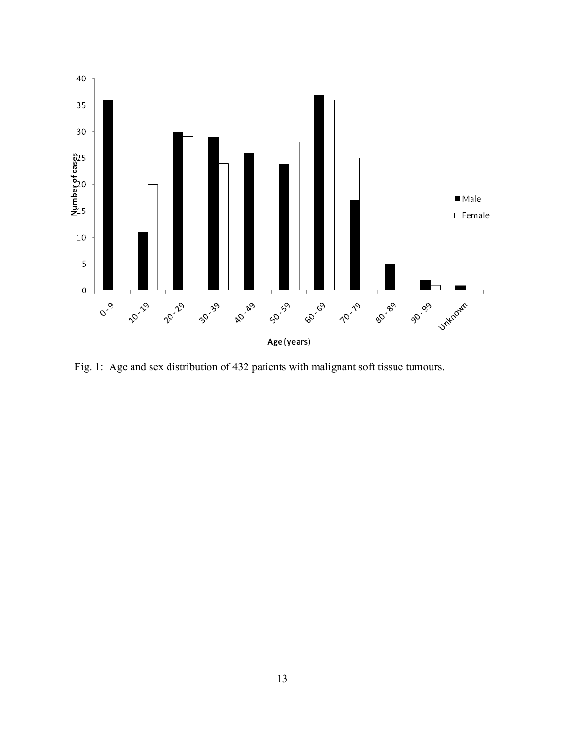Fig. 1: Age and sex distribution of 432 patients with malignant soft tissue tumours.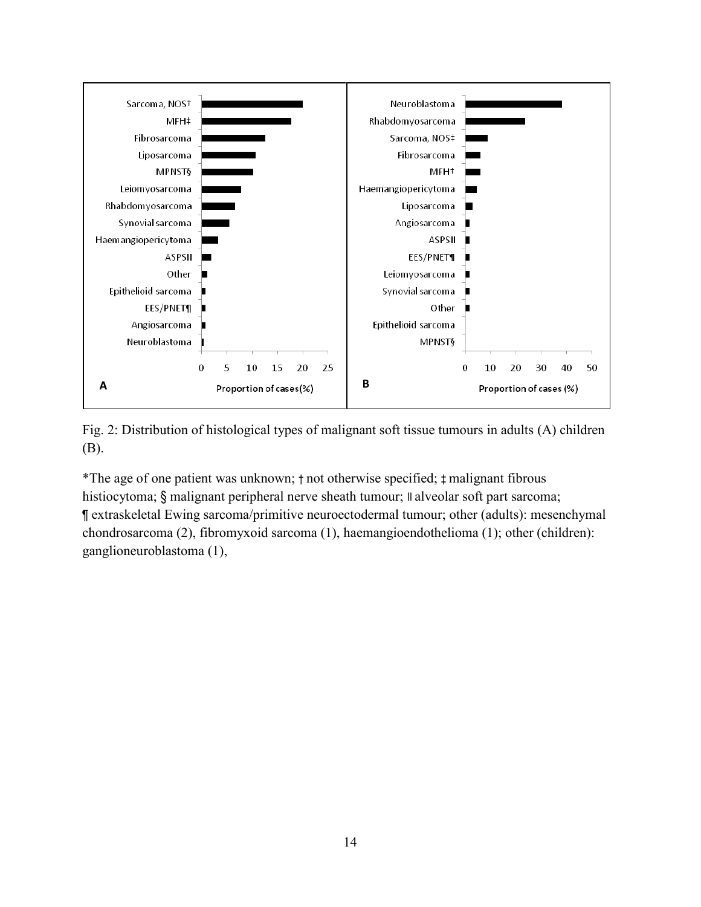Fig. 2: Distribution of histological types of malignant soft tissue tumours in adults (A) children (B).

*The age of one patient was unknown; † not otherwise specified; ‡ malignant fibrous histiocytoma; § malignant peripheral nerve sheath tumour; ‖ alveolar soft part sarcoma; ¶ extraskeletal Ewing sarcoma/primitive neuroectodermal tumour; other (adults): mesenchymal chondrosarcoma (2), fibromyxoid sarcoma (1), haemangioendothelioma (1); other (children): ganglioneuroblastoma (1),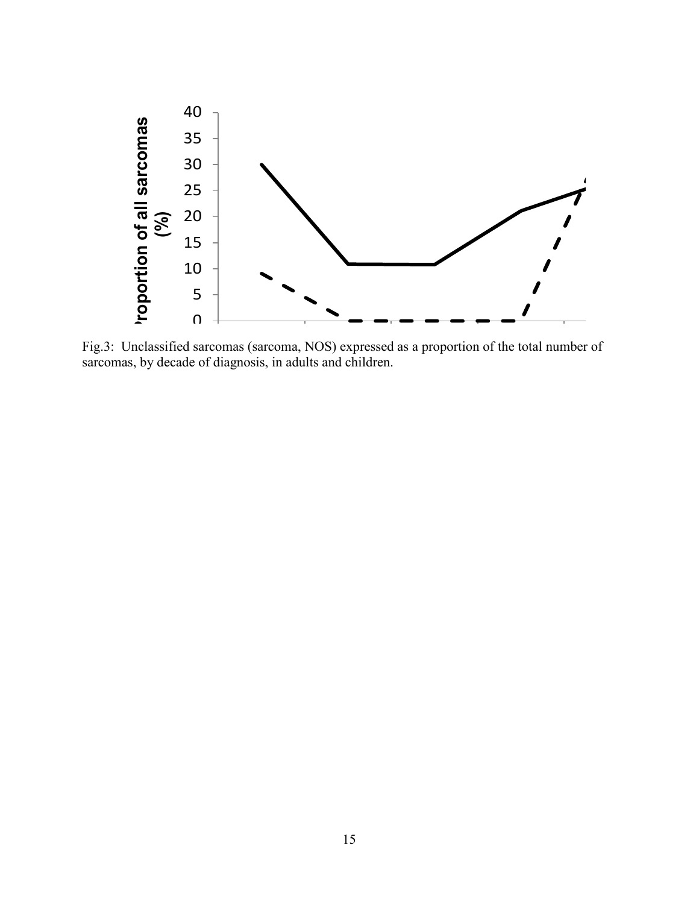Fig.3: Unclassified sarcomas (sarcoma, NOS) expressed as a proportion of the total number of sarcomas, by decade of diagnosis, in adults and children.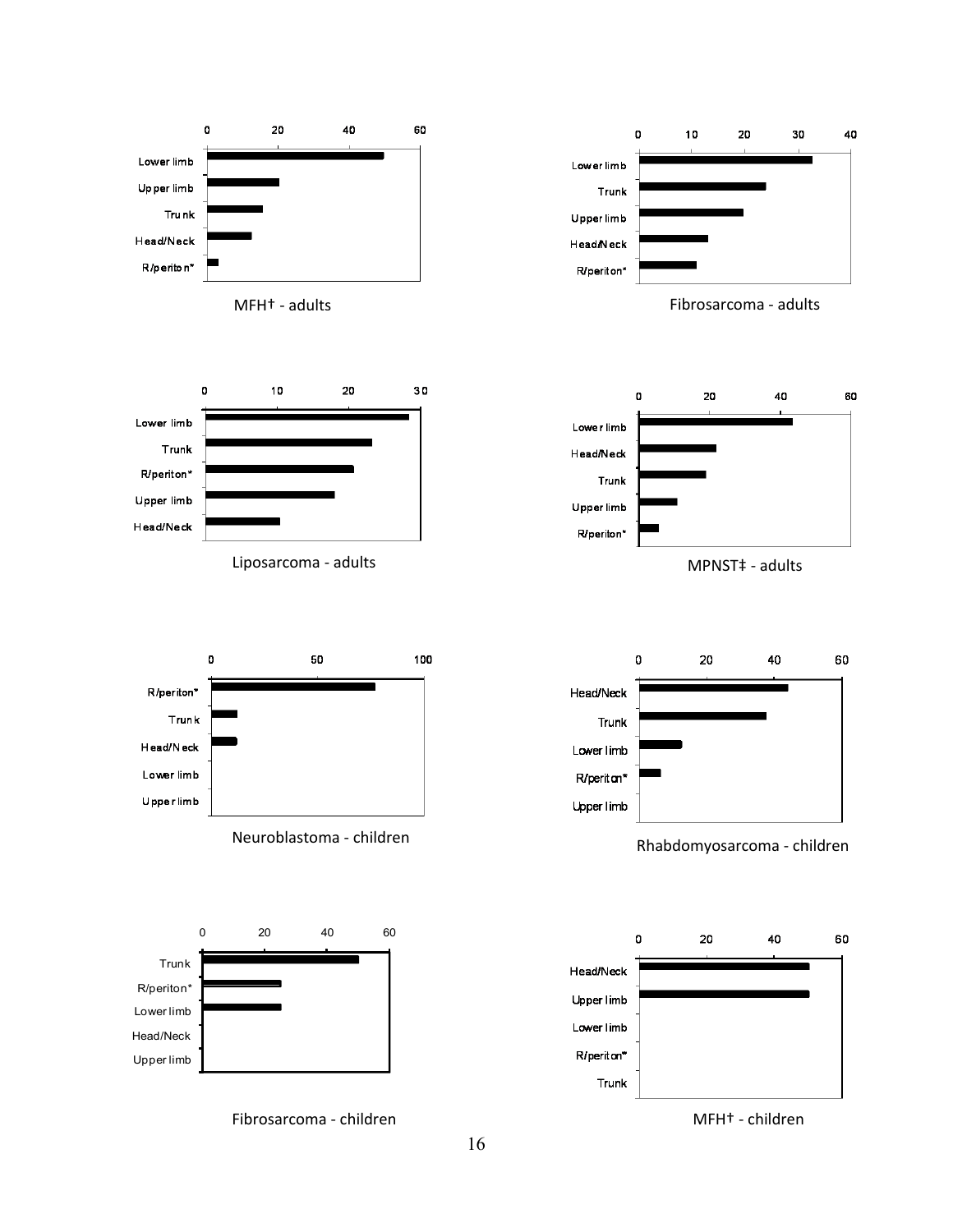| | 0 | 20 | 40 | 60 |
|---|---|---|---|---|
| Lower limb | | | | |
| Upper limb | | | | |
| Trunk | | | | |
| Head/Neck | | | | |
| R/periton* | | | | |

MFH† - adults

| | 0 | 10 | 20 | 30 | 40 |
|---|---|---|---|---|---|
| Lower limb | | | | | |
| Trunk | | | | | |
| Upper limb | | | | | |
| Head/Neck | | | | | |
| R/periton* | | | | | |

Fibrosarcoma - adults

| | 0 | 10 | 20 | 30 |
|---|---|---|---|---|
| Lower limb | | | | |
| Trunk | | | | |
| R/periton* | | | | |
| Upper limb | | | | |
| Head/Neck | | | | |

Liposarcoma - adults

| | 0 | 20 | 40 | 60 |
|---|---|---|---|---|
| Lower limb | | | | |
| Head/Neck | | | | |
| Trunk | | | | |
| Upper limb | | | | |
| R/periton* | | | | |

MPNST‡ - adults

| | 0 | 50 | 100 |
|---|---|---|---|
| R/periton* | | | |
| Trunk | | | |
| Head/Neck | | | |
| Lower limb | | | |
| Upper limb | | | |

Neuroblastoma - children

| | 0 | 20 | 40 | 60 |
|---|---|---|---|---|
| Head/Neck | | | | |
| Trunk | | | | |
| Lower limb | | | | |
| R/periton* | | | | |
| Upper limb | | | | |

Rhabdomyosarcoma - children

| | 0 | 20 | 40 | 60 |
|---|---|---|---|---|
| Trunk | | | | |
| R/periton* | | | | |
| Lower limb | | | | |
| Head/Neck | | | | |
| Upper limb | | | | |

Fibrosarcoma - children

| | 0 | 20 | 40 | 60 |
|---|---|---|---|---|
| Head/Neck | | | | |
| Upper limb | | | | |
| Lower limb | | | | |
| R/periton* | | | | |
| Trunk | | | | |

MFH† - children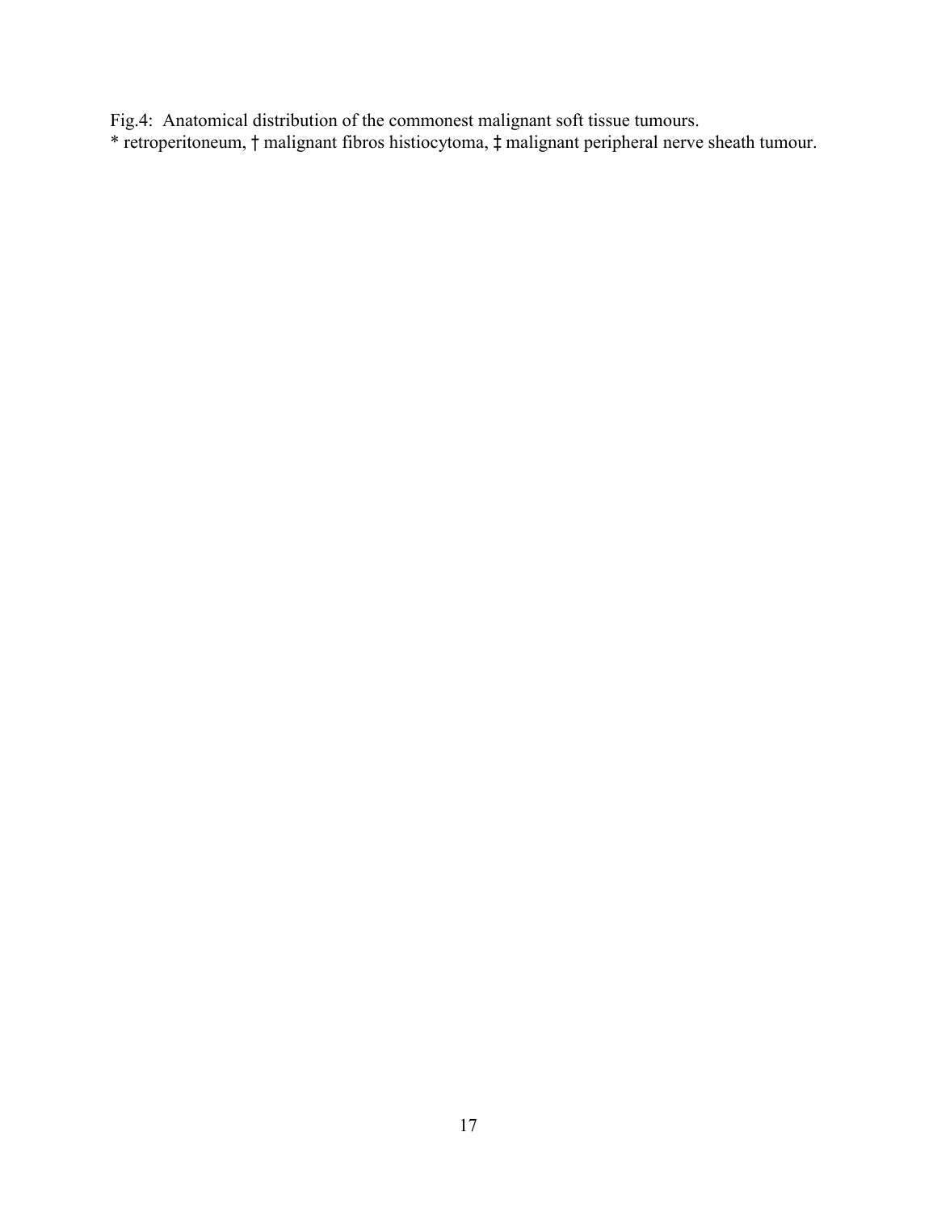Fig.4: Anatomical distribution of the commonest malignant soft tissue tumours.
* retroperitoneum, † malignant fibros histiocytoma, ‡ malignant peripheral nerve sheath tumour.